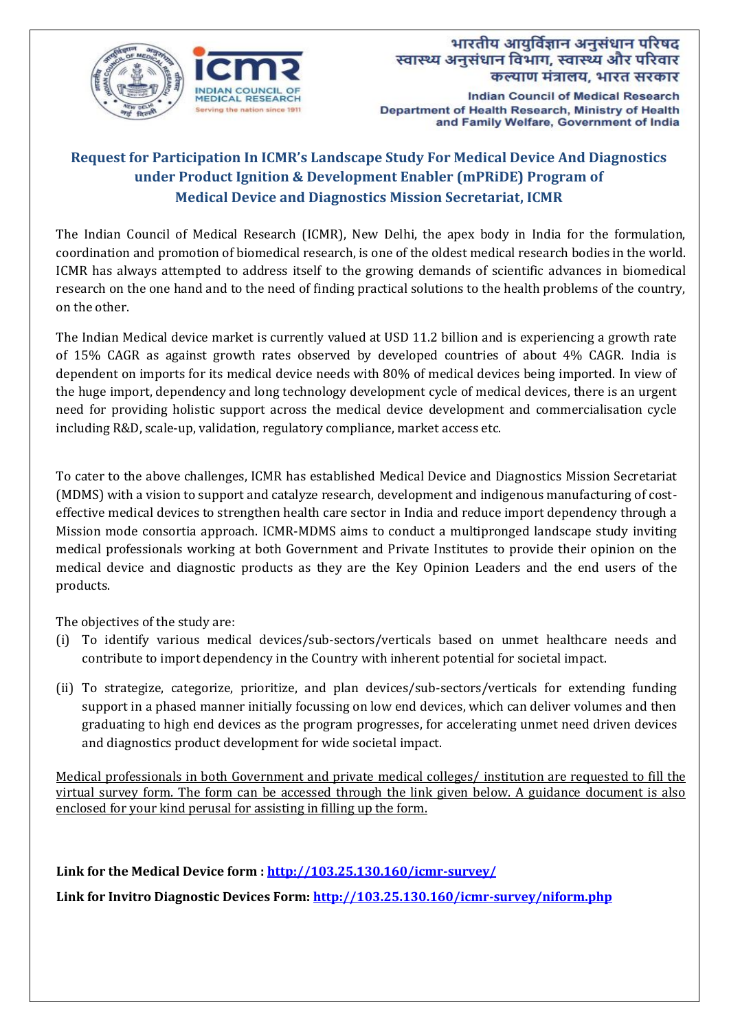भारतीय आयुर्विज्ञान अनुसंधान परिषद
स्वास्थ्य अनुसंधान विभाग, स्वास्थ्य और परिवार कल्याण मंत्रालय, भारत सरकार

Indian Council of Medical Research
Department of Health Research, Ministry of Health and Family Welfare, Government of India

## Request for Participation In ICMR's Landscape Study For Medical Device And Diagnostics under Product Ignition & Development Enabler (mPRiDE) Program of Medical Device and Diagnostics Mission Secretariat, ICMR

The Indian Council of Medical Research (ICMR), New Delhi, the apex body in India for the formulation, coordination and promotion of biomedical research, is one of the oldest medical research bodies in the world. ICMR has always attempted to address itself to the growing demands of scientific advances in biomedical research on the one hand and to the need of finding practical solutions to the health problems of the country, on the other.

The Indian Medical device market is currently valued at USD 11.2 billion and is experiencing a growth rate of 15% CAGR as against growth rates observed by developed countries of about 4% CAGR. India is dependent on imports for its medical device needs with 80% of medical devices being imported. In view of the huge import, dependency and long technology development cycle of medical devices, there is an urgent need for providing holistic support across the medical device development and commercialisation cycle including R&D, scale-up, validation, regulatory compliance, market access etc.

To cater to the above challenges, ICMR has established Medical Device and Diagnostics Mission Secretariat (MDMS) with a vision to support and catalyze research, development and indigenous manufacturing of cost-effective medical devices to strengthen health care sector in India and reduce import dependency through a Mission mode consortia approach. ICMR-MDMS aims to conduct a multipronged landscape study inviting medical professionals working at both Government and Private Institutes to provide their opinion on the medical device and diagnostic products as they are the Key Opinion Leaders and the end users of the products.

The objectives of the study are:

(i) To identify various medical devices/sub-sectors/verticals based on unmet healthcare needs and contribute to import dependency in the Country with inherent potential for societal impact.

(ii) To strategize, categorize, prioritize, and plan devices/sub-sectors/verticals for extending funding support in a phased manner initially focussing on low end devices, which can deliver volumes and then graduating to high end devices as the program progresses, for accelerating unmet need driven devices and diagnostics product development for wide societal impact.

Medical professionals in both Government and private medical colleges/ institution are requested to fill the virtual survey form. The form can be accessed through the link given below. A guidance document is also enclosed for your kind perusal for assisting in filling up the form.

**Link for the Medical Device form :** http://103.25.130.160/icmr-survey/

**Link for Invitro Diagnostic Devices Form:** http://103.25.130.160/icmr-survey/niform.php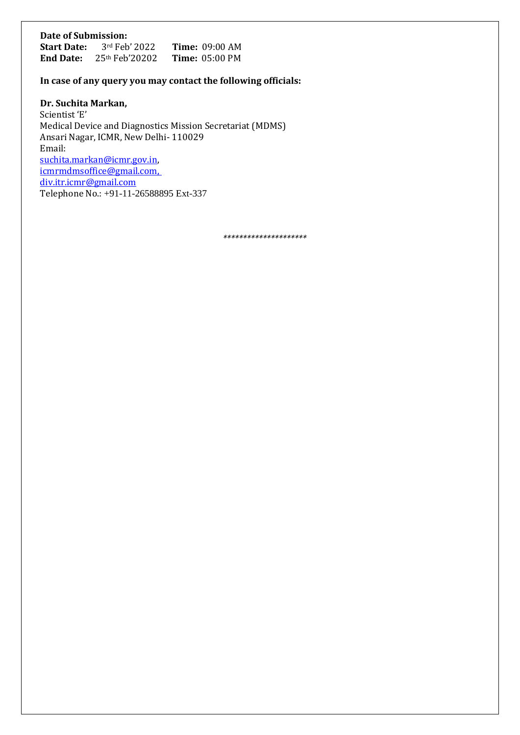**Date of Submission:**

**Start Date:** 3rd Feb' 2022 **Time:** 09:00 AM

**End Date:** 25th Feb'20202 **Time:** 05:00 PM

**In case of any query you may contact the following officials:**

**Dr. Suchita Markan,**
Scientist 'E'
Medical Device and Diagnostics Mission Secretariat (MDMS)
Ansari Nagar, ICMR, New Delhi- 110029
Email:
suchita.markan@icmr.gov.in,
icmrmdmsoffice@gmail.com,
div.itr.icmr@gmail.com
Telephone No.: +91-11-26588895 Ext-337

********************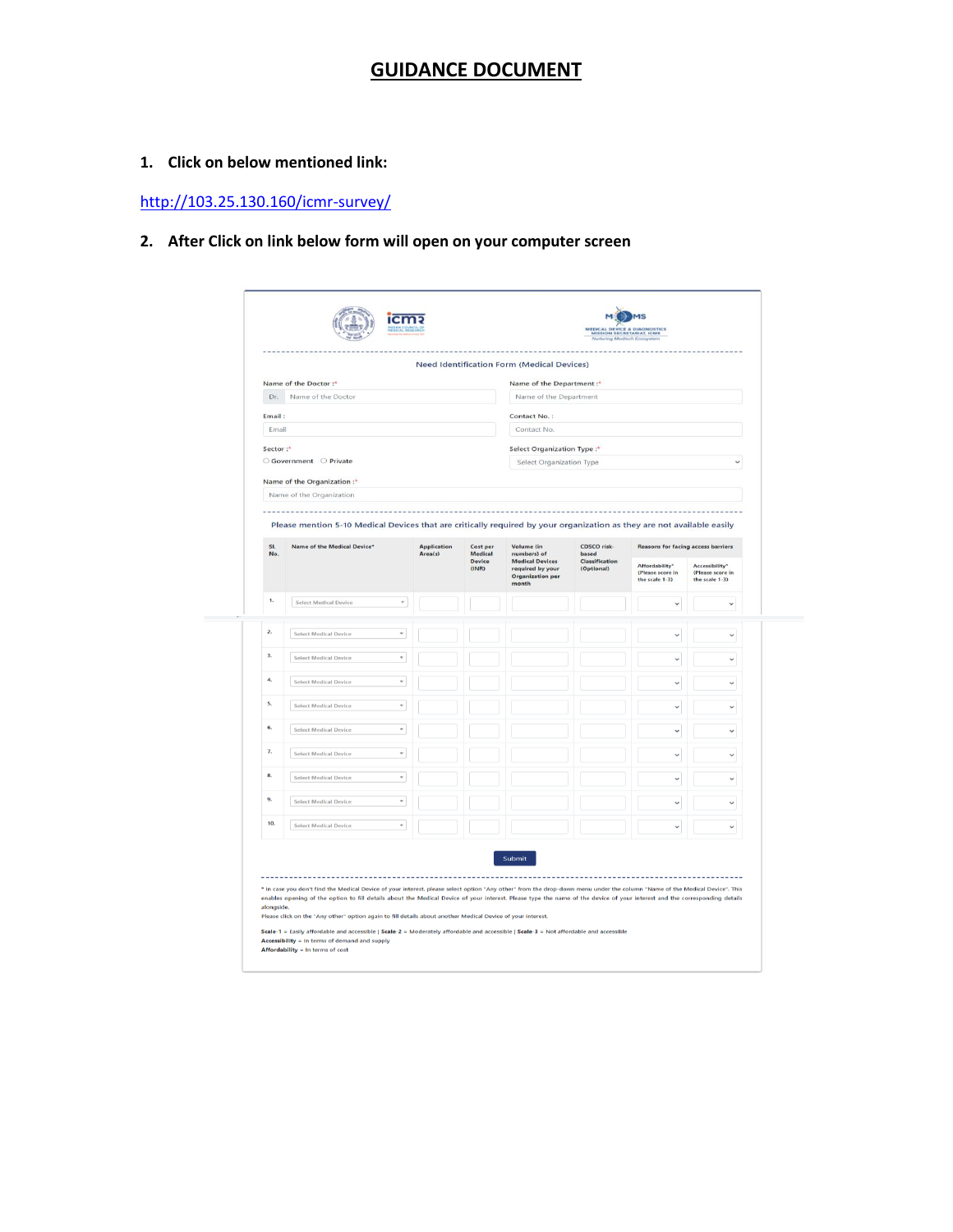# GUIDANCE DOCUMENT

1. **Click on below mentioned link:**

http://103.25.130.160/icmr-survey/

2. **After Click on link below form will open on your computer screen**

Need Identification Form (Medical Devices)

Name of the Doctor :* Dr. Name of the Doctor

Name of the Department :* Name of the Department

Email : Email

Contact No. : Contact No.

Sector :* ○ Government ○ Private

Select Organization Type :* Select Organization Type

Name of the Organization :* Name of the Organization

Please mention 5-10 Medical Devices that are critically required by your organization as they are not available easily

| Sl. No. | Name of the Medical Device* | Application Area(s) | Cost per Medical Device (INR) | Volume (in numbers) of Medical Devices required by your Organization per month | CDSCO risk-based Classification (Optional) | Reasons for facing access barriers | |
|---|---|---|---|---|---|---|---|
| | | | | | | Affordability* (Please score in the scale 1-3) | Accessibility* (Please score in the scale 1-3) |
| 1. | Select Medical Device | | | | | | |
| 2. | Select Medical Device | | | | | | |
| 3. | Select Medical Device | | | | | | |
| 4. | Select Medical Device | | | | | | |
| 5. | Select Medical Device | | | | | | |
| 6. | Select Medical Device | | | | | | |
| 7. | Select Medical Device | | | | | | |
| 8. | Select Medical Device | | | | | | |
| 9. | Select Medical Device | | | | | | |
| 10. | Select Medical Device | | | | | | |

Submit

* In case you don't find the Medical Device of your interest, please select option "Any other" from the drop-down menu under the column "Name of the Medical Device". This enables opening of the option to fill details about the Medical Device of your interest. Please type the name of the device of your interest and the corresponding details alongside.
Please click on the "Any other" option again to fill details about another Medical Device of your interest.

**Scale-1** = Easily affordable and accessible | **Scale-2** = Moderately affordable and accessible | **Scale-3** = Not affordable and accessible
**Accessibility** = In terms of demand and supply
**Affordability** = In terms of cost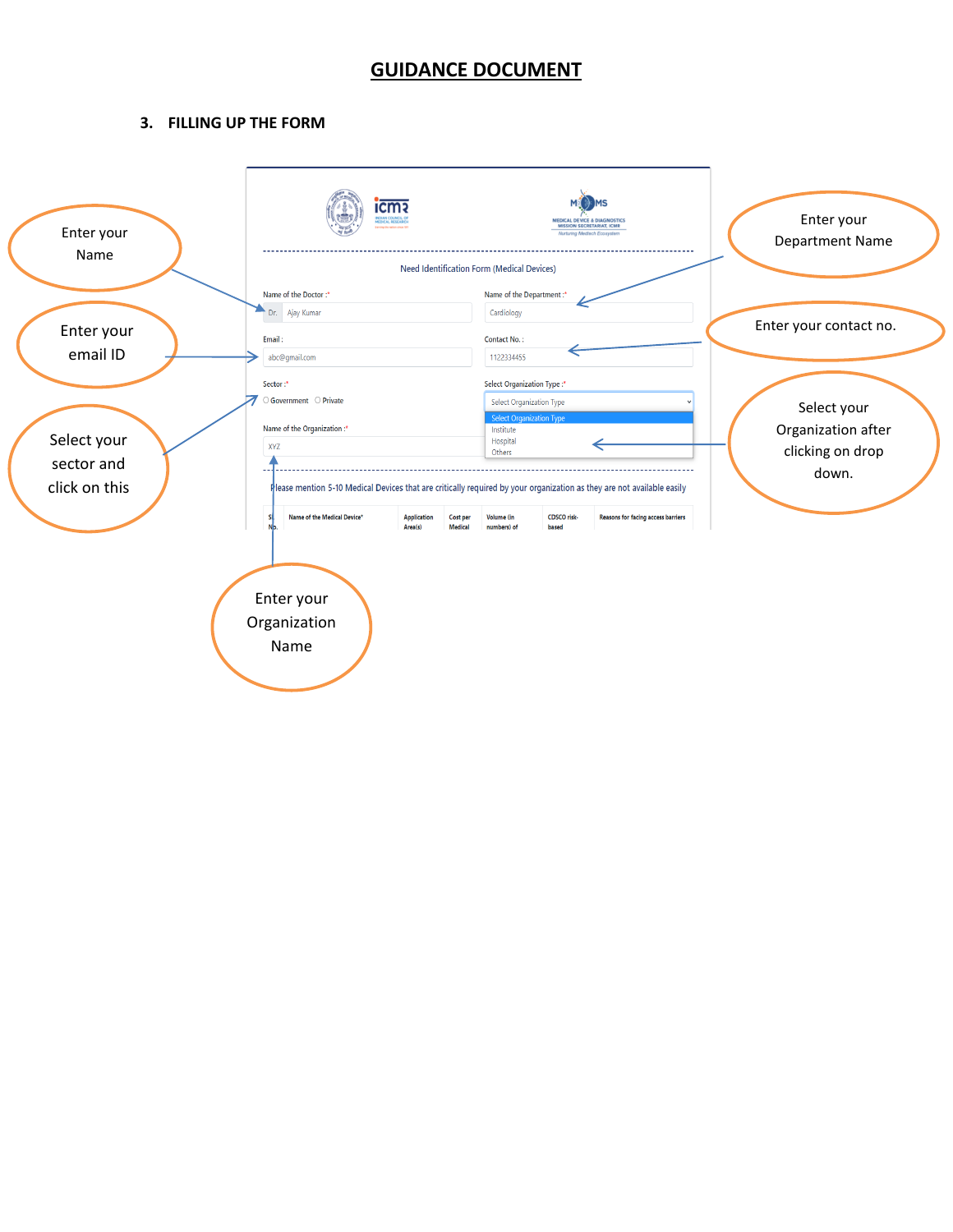# GUIDANCE DOCUMENT

## 3. FILLING UP THE FORM

Need Identification Form (Medical Devices)

Enter your Name → Name of the Doctor :* Dr. Ajay Kumar

Enter your Department Name → Name of the Department :* Cardiology

Enter your email ID → Email : abc@gmail.com

Enter your contact no. → Contact No. : 1122334455

Select your sector and click on this → Sector :* ○ Government ○ Private

Select your Organization after clicking on drop down. → Select Organization Type :* Select Organization Type / Institute / Hospital / Others

Enter your Organization Name → Name of the Organization :* XYZ

Please mention 5-10 Medical Devices that are critically required by your organization as they are not available easily

| Sl. No. | Name of the Medical Device* | Application Area(s) | Cost per Medical | Volume (in numbers) of | CDSCO risk-based | Reasons for facing access barriers |
|---|---|---|---|---|---|---|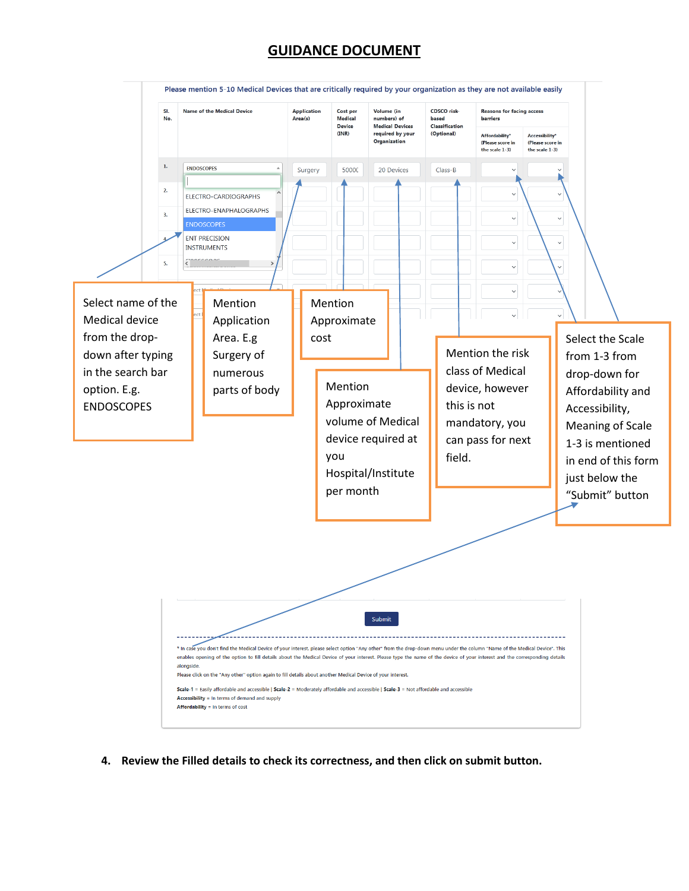# GUIDANCE DOCUMENT

Please mention 5-10 Medical Devices that are critically required by your organization as they are not available easily

| Sl. No. | Name of the Medical Device | Application Area(s) | Cost per Medical Device (INR) | Volume (in numbers) of Medical Devices required by your Organization | CDSCO risk-based Classification (Optional) | Reasons for facing access barriers | |
|---|---|---|---|---|---|---|---|
| | | | | | | Affordability* (Please score in the scale 1-3) | Accessibility* (Please score in the scale 1-3) |
| 1. | ENDOSCOPES | Surgery | 5000C | 20 Devices | Class-B | | |
| 2. | ELECTRO-CARDIOGRAPHS | | | | | | |
| 3. | ELECTRO-ENAPHALOGRAPHS | | | | | | |
| 4. | ENDOSCOPES | | | | | | |
| 5. | ENT PRECISION INSTRUMENTS | | | | | | |

Select name of the Medical device from the drop-down after typing in the search bar option. E.g. ENDOSCOPES

Mention Application Area. E.g Surgery of numerous parts of body

Mention Approximate cost

Mention Approximate volume of Medical device required at you Hospital/Institute per month

Mention the risk class of Medical device, however this is not mandatory, you can pass for next field.

Select the Scale from 1-3 from drop-down for Affordability and Accessibility, Meaning of Scale 1-3 is mentioned in end of this form just below the "Submit" button

Submit

* In case you don't find the Medical Device of your interest, please select option "Any other" from the drop-down menu under the column "Name of the Medical Device". This enables opening of the option to fill details about the Medical Device of your interest. Please type the name of the device of your interest and the corresponding details alongside.

Please click on the "Any other" option again to fill details about another Medical Device of your interest.

**Scale-1** = Easily affordable and accessible | **Scale-2** = Moderately affordable and accessible | **Scale-3** = Not affordable and accessible

**Accessibility** = In terms of demand and supply

**Affordability** = In terms of cost

4. **Review the Filled details to check its correctness, and then click on submit button.**